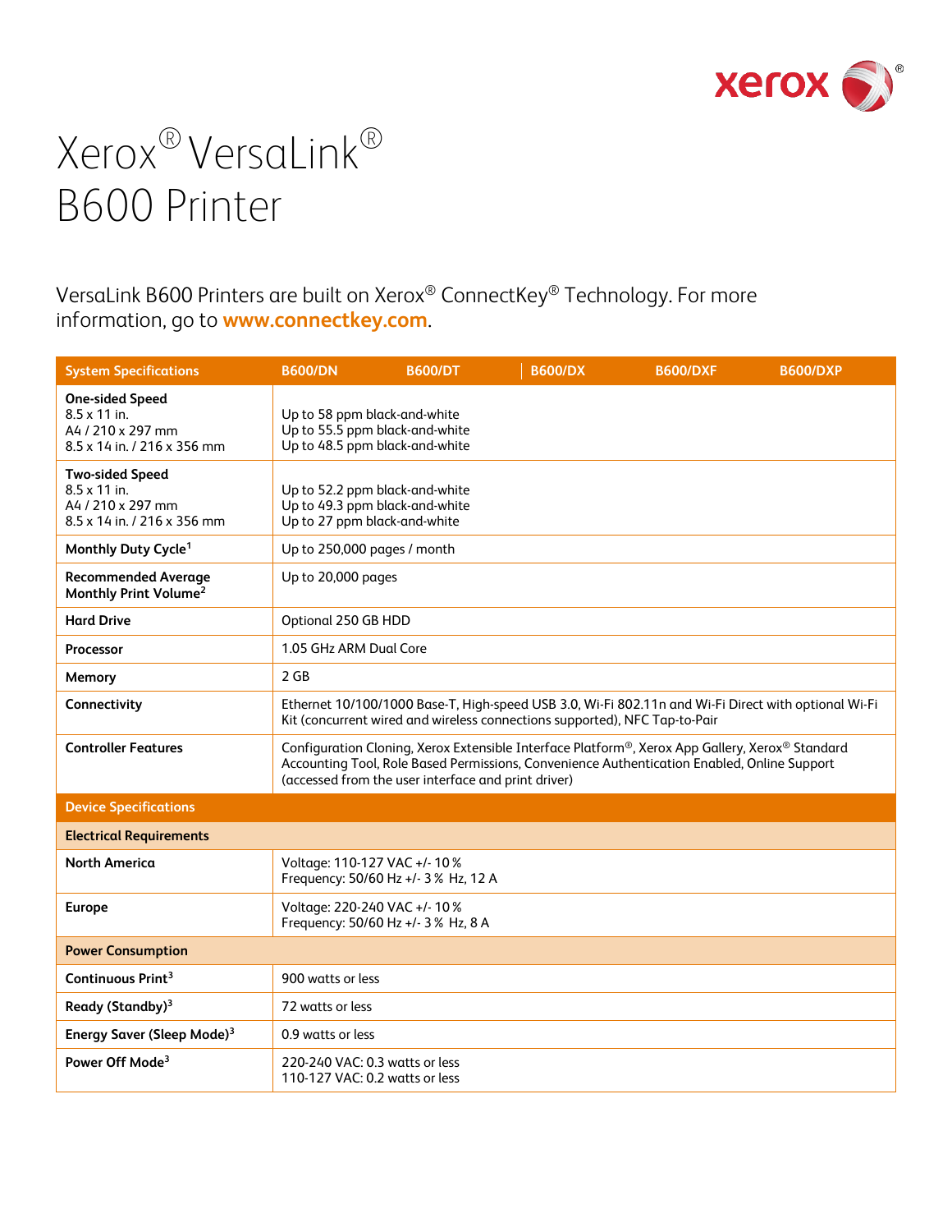# Xerox® VersaLink® B600 Printer

VersaLink B600 Printers are built on Xerox® ConnectKey® Technology. For more information, go to **www.connectkey.com**.

| System Specifications | B600/DN | B600/DT | B600/DX | B600/DXF | B600/DXP |
|---|---|---|---|---|---|
| **One-sided Speed**<br>8.5 x 11 in.<br>A4 / 210 x 297 mm<br>8.5 x 14 in. / 216 x 356 mm | Up to 58 ppm black-and-white<br>Up to 55.5 ppm black-and-white<br>Up to 48.5 ppm black-and-white | | | | |
| **Two-sided Speed**<br>8.5 x 11 in.<br>A4 / 210 x 297 mm<br>8.5 x 14 in. / 216 x 356 mm | Up to 52.2 ppm black-and-white<br>Up to 49.3 ppm black-and-white<br>Up to 27 ppm black-and-white | | | | |
| **Monthly Duty Cycle**[1] | Up to 250,000 pages / month | | | | |
| **Recommended Average Monthly Print Volume**[2] | Up to 20,000 pages | | | | |
| **Hard Drive** | Optional 250 GB HDD | | | | |
| **Processor** | 1.05 GHz ARM Dual Core | | | | |
| **Memory** | 2 GB | | | | |
| **Connectivity** | Ethernet 10/100/1000 Base-T, High-speed USB 3.0, Wi-Fi 802.11n and Wi-Fi Direct with optional Wi-Fi Kit (concurrent wired and wireless connections supported), NFC Tap-to-Pair | | | | |
| **Controller Features** | Configuration Cloning, Xerox Extensible Interface Platform®, Xerox App Gallery, Xerox® Standard Accounting Tool, Role Based Permissions, Convenience Authentication Enabled, Online Support (accessed from the user interface and print driver) | | | | |
| **Device Specifications** | | | | | |
| **Electrical Requirements** | | | | | |
| **North America** | Voltage: 110-127 VAC +/- 10 %<br>Frequency: 50/60 Hz +/- 3 % Hz, 12 A | | | | |
| **Europe** | Voltage: 220-240 VAC +/- 10 %<br>Frequency: 50/60 Hz +/- 3 % Hz, 8 A | | | | |
| **Power Consumption** | | | | | |
| **Continuous Print**[3] | 900 watts or less | | | | |
| **Ready (Standby)**[3] | 72 watts or less | | | | |
| **Energy Saver (Sleep Mode)**[3] | 0.9 watts or less | | | | |
| **Power Off Mode**[3] | 220-240 VAC: 0.3 watts or less<br>110-127 VAC: 0.2 watts or less | | | | |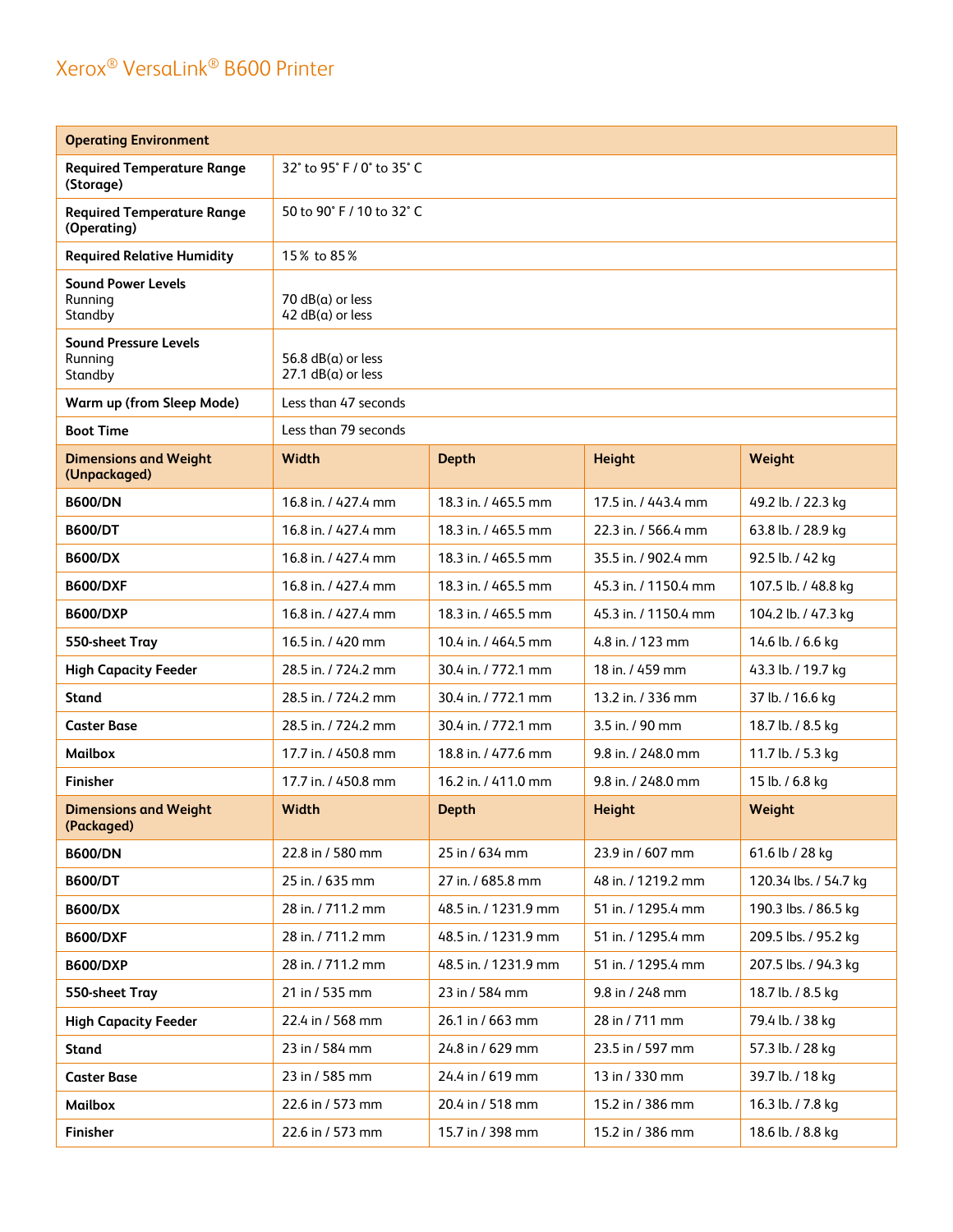# Xerox® VersaLink® B600 Printer

| Operating Environment | | | | |
|---|---|---|---|---|
| **Required Temperature Range (Storage)** | 32° to 95° F / 0° to 35° C | | | |
| **Required Temperature Range (Operating)** | 50 to 90° F / 10 to 32° C | | | |
| **Required Relative Humidity** | 15% to 85% | | | |
| **Sound Power Levels**<br>Running<br>Standby | 70 dB(a) or less<br>42 dB(a) or less | | | |
| **Sound Pressure Levels**<br>Running<br>Standby | 56.8 dB(a) or less<br>27.1 dB(a) or less | | | |
| **Warm up (from Sleep Mode)** | Less than 47 seconds | | | |
| **Boot Time** | Less than 79 seconds | | | |
| **Dimensions and Weight (Unpackaged)** | **Width** | **Depth** | **Height** | **Weight** |
| **B600/DN** | 16.8 in. / 427.4 mm | 18.3 in. / 465.5 mm | 17.5 in. / 443.4 mm | 49.2 lb. / 22.3 kg |
| **B600/DT** | 16.8 in. / 427.4 mm | 18.3 in. / 465.5 mm | 22.3 in. / 566.4 mm | 63.8 lb. / 28.9 kg |
| **B600/DX** | 16.8 in. / 427.4 mm | 18.3 in. / 465.5 mm | 35.5 in. / 902.4 mm | 92.5 lb. / 42 kg |
| **B600/DXF** | 16.8 in. / 427.4 mm | 18.3 in. / 465.5 mm | 45.3 in. / 1150.4 mm | 107.5 lb. / 48.8 kg |
| **B600/DXP** | 16.8 in. / 427.4 mm | 18.3 in. / 465.5 mm | 45.3 in. / 1150.4 mm | 104.2 lb. / 47.3 kg |
| **550-sheet Tray** | 16.5 in. / 420 mm | 10.4 in. / 464.5 mm | 4.8 in. / 123 mm | 14.6 lb. / 6.6 kg |
| **High Capacity Feeder** | 28.5 in. / 724.2 mm | 30.4 in. / 772.1 mm | 18 in. / 459 mm | 43.3 lb. / 19.7 kg |
| **Stand** | 28.5 in. / 724.2 mm | 30.4 in. / 772.1 mm | 13.2 in. / 336 mm | 37 lb. / 16.6 kg |
| **Caster Base** | 28.5 in. / 724.2 mm | 30.4 in. / 772.1 mm | 3.5 in. / 90 mm | 18.7 lb. / 8.5 kg |
| **Mailbox** | 17.7 in. / 450.8 mm | 18.8 in. / 477.6 mm | 9.8 in. / 248.0 mm | 11.7 lb. / 5.3 kg |
| **Finisher** | 17.7 in. / 450.8 mm | 16.2 in. / 411.0 mm | 9.8 in. / 248.0 mm | 15 lb. / 6.8 kg |
| **Dimensions and Weight (Packaged)** | **Width** | **Depth** | **Height** | **Weight** |
| **B600/DN** | 22.8 in / 580 mm | 25 in / 634 mm | 23.9 in / 607 mm | 61.6 lb / 28 kg |
| **B600/DT** | 25 in. / 635 mm | 27 in. / 685.8 mm | 48 in. / 1219.2 mm | 120.34 lbs. / 54.7 kg |
| **B600/DX** | 28 in. / 711.2 mm | 48.5 in. / 1231.9 mm | 51 in. / 1295.4 mm | 190.3 lbs. / 86.5 kg |
| **B600/DXF** | 28 in. / 711.2 mm | 48.5 in. / 1231.9 mm | 51 in. / 1295.4 mm | 209.5 lbs. / 95.2 kg |
| **B600/DXP** | 28 in. / 711.2 mm | 48.5 in. / 1231.9 mm | 51 in. / 1295.4 mm | 207.5 lbs. / 94.3 kg |
| **550-sheet Tray** | 21 in / 535 mm | 23 in / 584 mm | 9.8 in / 248 mm | 18.7 lb. / 8.5 kg |
| **High Capacity Feeder** | 22.4 in / 568 mm | 26.1 in / 663 mm | 28 in / 711 mm | 79.4 lb. / 38 kg |
| **Stand** | 23 in / 584 mm | 24.8 in / 629 mm | 23.5 in / 597 mm | 57.3 lb. / 28 kg |
| **Caster Base** | 23 in / 585 mm | 24.4 in / 619 mm | 13 in / 330 mm | 39.7 lb. / 18 kg |
| **Mailbox** | 22.6 in / 573 mm | 20.4 in / 518 mm | 15.2 in / 386 mm | 16.3 lb. / 7.8 kg |
| **Finisher** | 22.6 in / 573 mm | 15.7 in / 398 mm | 15.2 in / 386 mm | 18.6 lb. / 8.8 kg |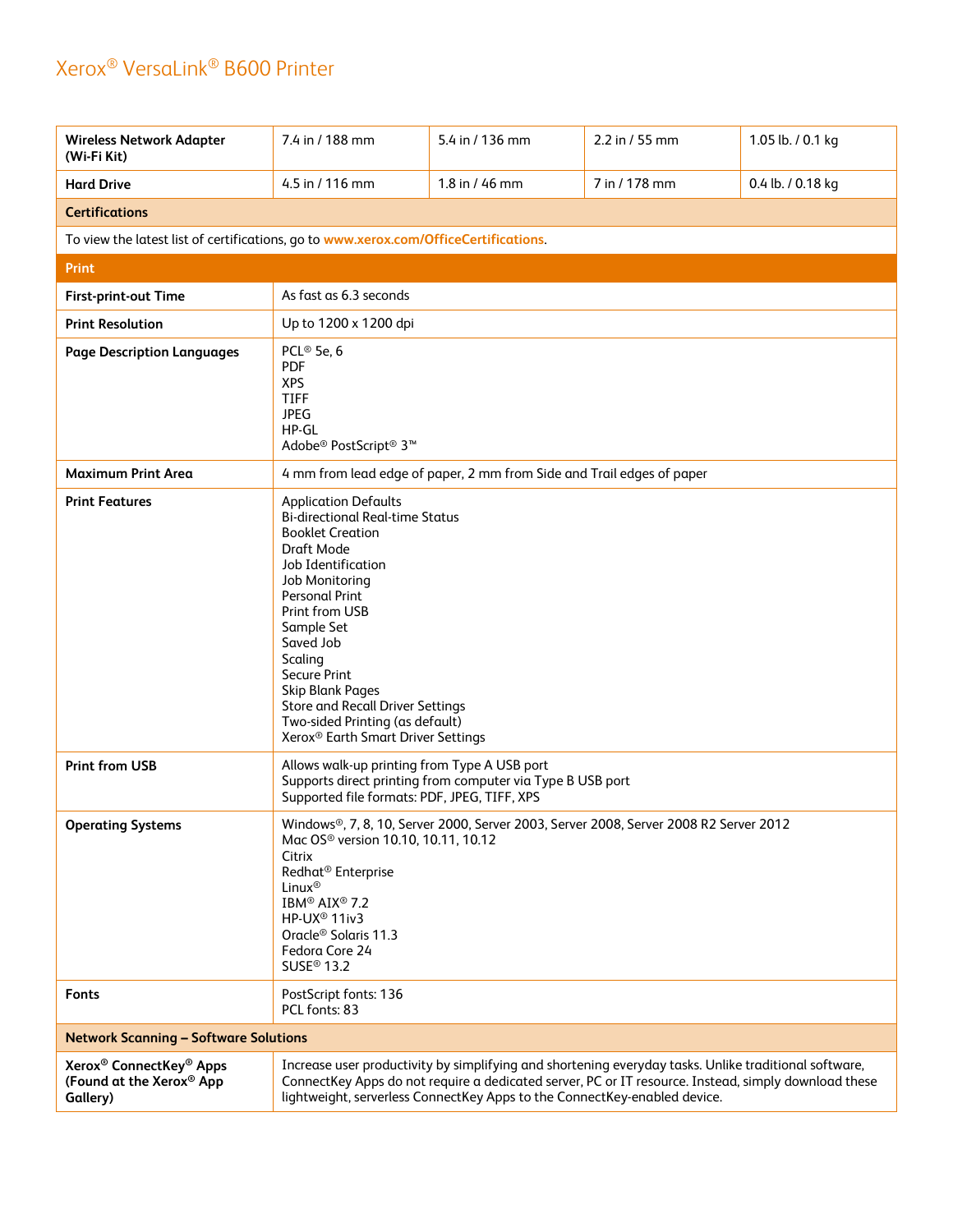| | | | | |
|---|---|---|---|---|
| **Wireless Network Adapter (Wi-Fi Kit)** | 7.4 in / 188 mm | 5.4 in / 136 mm | 2.2 in / 55 mm | 1.05 lb. / 0.1 kg |
| **Hard Drive** | 4.5 in / 116 mm | 1.8 in / 46 mm | 7 in / 178 mm | 0.4 lb. / 0.18 kg |

| **Certifications** |
|---|
| To view the latest list of certifications, go to **www.xerox.com/OfficeCertifications**. |

| **Print** | |
|---|---|
| **First-print-out Time** | As fast as 6.3 seconds |
| **Print Resolution** | Up to 1200 x 1200 dpi |
| **Page Description Languages** | PCL® 5e, 6<br>PDF<br>XPS<br>TIFF<br>JPEG<br>HP-GL<br>Adobe® PostScript® 3™ |
| **Maximum Print Area** | 4 mm from lead edge of paper, 2 mm from Side and Trail edges of paper |
| **Print Features** | Application Defaults<br>Bi-directional Real-time Status<br>Booklet Creation<br>Draft Mode<br>Job Identification<br>Job Monitoring<br>Personal Print<br>Print from USB<br>Sample Set<br>Saved Job<br>Scaling<br>Secure Print<br>Skip Blank Pages<br>Store and Recall Driver Settings<br>Two-sided Printing (as default)<br>Xerox® Earth Smart Driver Settings |
| **Print from USB** | Allows walk-up printing from Type A USB port<br>Supports direct printing from computer via Type B USB port<br>Supported file formats: PDF, JPEG, TIFF, XPS |
| **Operating Systems** | Windows®, 7, 8, 10, Server 2000, Server 2003, Server 2008, Server 2008 R2 Server 2012<br>Mac OS® version 10.10, 10.11, 10.12<br>Citrix<br>Redhat® Enterprise<br>Linux®<br>IBM® AIX® 7.2<br>HP-UX® 11iv3<br>Oracle® Solaris 11.3<br>Fedora Core 24<br>SUSE® 13.2 |
| **Fonts** | PostScript fonts: 136<br>PCL fonts: 83 |

| **Network Scanning – Software Solutions** | |
|---|---|
| **Xerox® ConnectKey® Apps (Found at the Xerox® App Gallery)** | Increase user productivity by simplifying and shortening everyday tasks. Unlike traditional software, ConnectKey Apps do not require a dedicated server, PC or IT resource. Instead, simply download these lightweight, serverless ConnectKey Apps to the ConnectKey-enabled device. |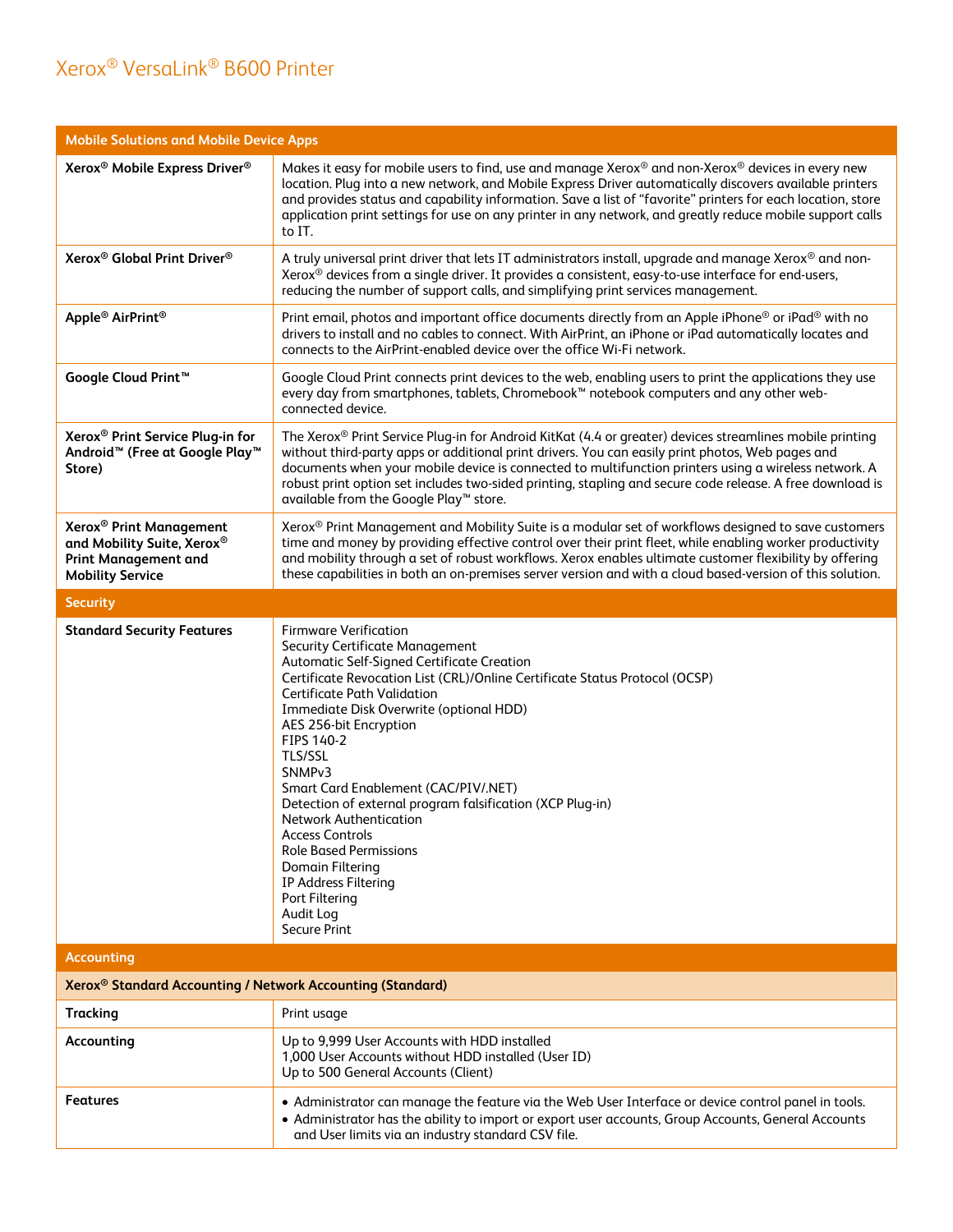# Xerox® VersaLink® B600 Printer

| Mobile Solutions and Mobile Device Apps | |
|---|---|
| **Xerox® Mobile Express Driver®** | Makes it easy for mobile users to find, use and manage Xerox® and non-Xerox® devices in every new location. Plug into a new network, and Mobile Express Driver automatically discovers available printers and provides status and capability information. Save a list of "favorite" printers for each location, store application print settings for use on any printer in any network, and greatly reduce mobile support calls to IT. |
| **Xerox® Global Print Driver®** | A truly universal print driver that lets IT administrators install, upgrade and manage Xerox® and non-Xerox® devices from a single driver. It provides a consistent, easy-to-use interface for end-users, reducing the number of support calls, and simplifying print services management. |
| **Apple® AirPrint®** | Print email, photos and important office documents directly from an Apple iPhone® or iPad® with no drivers to install and no cables to connect. With AirPrint, an iPhone or iPad automatically locates and connects to the AirPrint-enabled device over the office Wi-Fi network. |
| **Google Cloud Print™** | Google Cloud Print connects print devices to the web, enabling users to print the applications they use every day from smartphones, tablets, Chromebook™ notebook computers and any other web-connected device. |
| **Xerox® Print Service Plug-in for Android™ (Free at Google Play™ Store)** | The Xerox® Print Service Plug-in for Android KitKat (4.4 or greater) devices streamlines mobile printing without third-party apps or additional print drivers. You can easily print photos, Web pages and documents when your mobile device is connected to multifunction printers using a wireless network. A robust print option set includes two-sided printing, stapling and secure code release. A free download is available from the Google Play™ store. |
| **Xerox® Print Management and Mobility Suite, Xerox® Print Management and Mobility Service** | Xerox® Print Management and Mobility Suite is a modular set of workflows designed to save customers time and money by providing effective control over their print fleet, while enabling worker productivity and mobility through a set of robust workflows. Xerox enables ultimate customer flexibility by offering these capabilities in both an on-premises server version and with a cloud based-version of this solution. |
| **Security** | |
| **Standard Security Features** | Firmware Verification<br>Security Certificate Management<br>Automatic Self-Signed Certificate Creation<br>Certificate Revocation List (CRL)/Online Certificate Status Protocol (OCSP)<br>Certificate Path Validation<br>Immediate Disk Overwrite (optional HDD)<br>AES 256-bit Encryption<br>FIPS 140-2<br>TLS/SSL<br>SNMPv3<br>Smart Card Enablement (CAC/PIV/.NET)<br>Detection of external program falsification (XCP Plug-in)<br>Network Authentication<br>Access Controls<br>Role Based Permissions<br>Domain Filtering<br>IP Address Filtering<br>Port Filtering<br>Audit Log<br>Secure Print |
| **Accounting** | |
| **Xerox® Standard Accounting / Network Accounting (Standard)** | |
| **Tracking** | Print usage |
| **Accounting** | Up to 9,999 User Accounts with HDD installed<br>1,000 User Accounts without HDD installed (User ID)<br>Up to 500 General Accounts (Client) |
| **Features** | • Administrator can manage the feature via the Web User Interface or device control panel in tools.<br>• Administrator has the ability to import or export user accounts, Group Accounts, General Accounts and User limits via an industry standard CSV file. |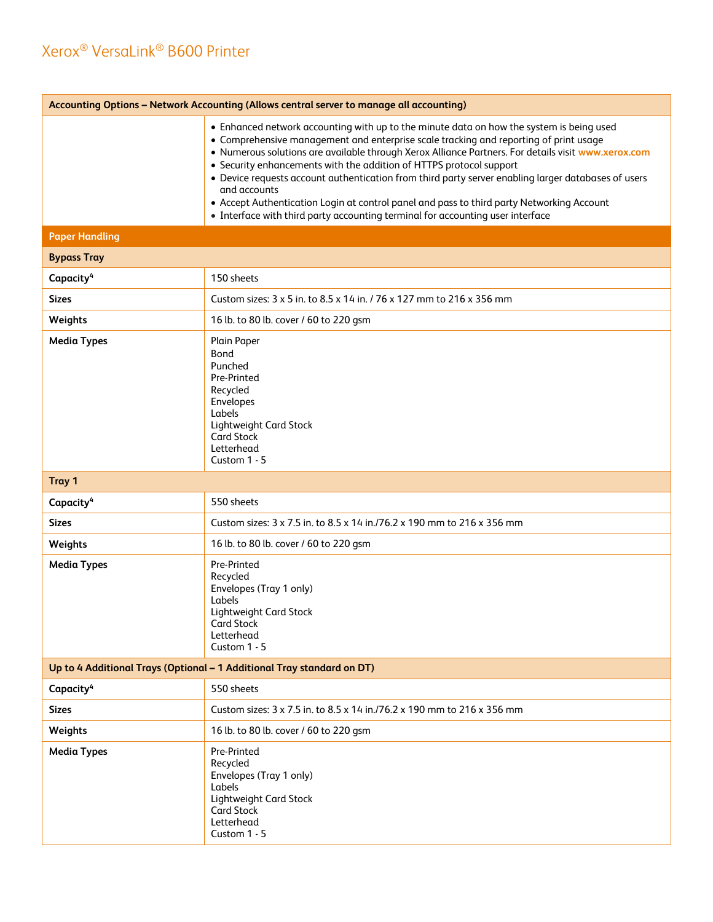# Xerox® VersaLink® B600 Printer

| Accounting Options – Network Accounting (Allows central server to manage all accounting) | |
|---|---|
| | • Enhanced network accounting with up to the minute data on how the system is being used<br>• Comprehensive management and enterprise scale tracking and reporting of print usage<br>• Numerous solutions are available through Xerox Alliance Partners. For details visit www.xerox.com<br>• Security enhancements with the addition of HTTPS protocol support<br>• Device requests account authentication from third party server enabling larger databases of users and accounts<br>• Accept Authentication Login at control panel and pass to third party Networking Account<br>• Interface with third party accounting terminal for accounting user interface |

| Paper Handling | |
|---|---|
| **Bypass Tray** | |
| **Capacity**[4] | 150 sheets |
| **Sizes** | Custom sizes: 3 x 5 in. to 8.5 x 14 in. / 76 x 127 mm to 216 x 356 mm |
| **Weights** | 16 lb. to 80 lb. cover / 60 to 220 gsm |
| **Media Types** | Plain Paper<br>Bond<br>Punched<br>Pre-Printed<br>Recycled<br>Envelopes<br>Labels<br>Lightweight Card Stock<br>Card Stock<br>Letterhead<br>Custom 1 - 5 |
| **Tray 1** | |
| **Capacity**[4] | 550 sheets |
| **Sizes** | Custom sizes: 3 x 7.5 in. to 8.5 x 14 in./76.2 x 190 mm to 216 x 356 mm |
| **Weights** | 16 lb. to 80 lb. cover / 60 to 220 gsm |
| **Media Types** | Pre-Printed<br>Recycled<br>Envelopes (Tray 1 only)<br>Labels<br>Lightweight Card Stock<br>Card Stock<br>Letterhead<br>Custom 1 - 5 |
| **Up to 4 Additional Trays (Optional – 1 Additional Tray standard on DT)** | |
| **Capacity**[4] | 550 sheets |
| **Sizes** | Custom sizes: 3 x 7.5 in. to 8.5 x 14 in./76.2 x 190 mm to 216 x 356 mm |
| **Weights** | 16 lb. to 80 lb. cover / 60 to 220 gsm |
| **Media Types** | Pre-Printed<br>Recycled<br>Envelopes (Tray 1 only)<br>Labels<br>Lightweight Card Stock<br>Card Stock<br>Letterhead<br>Custom 1 - 5 |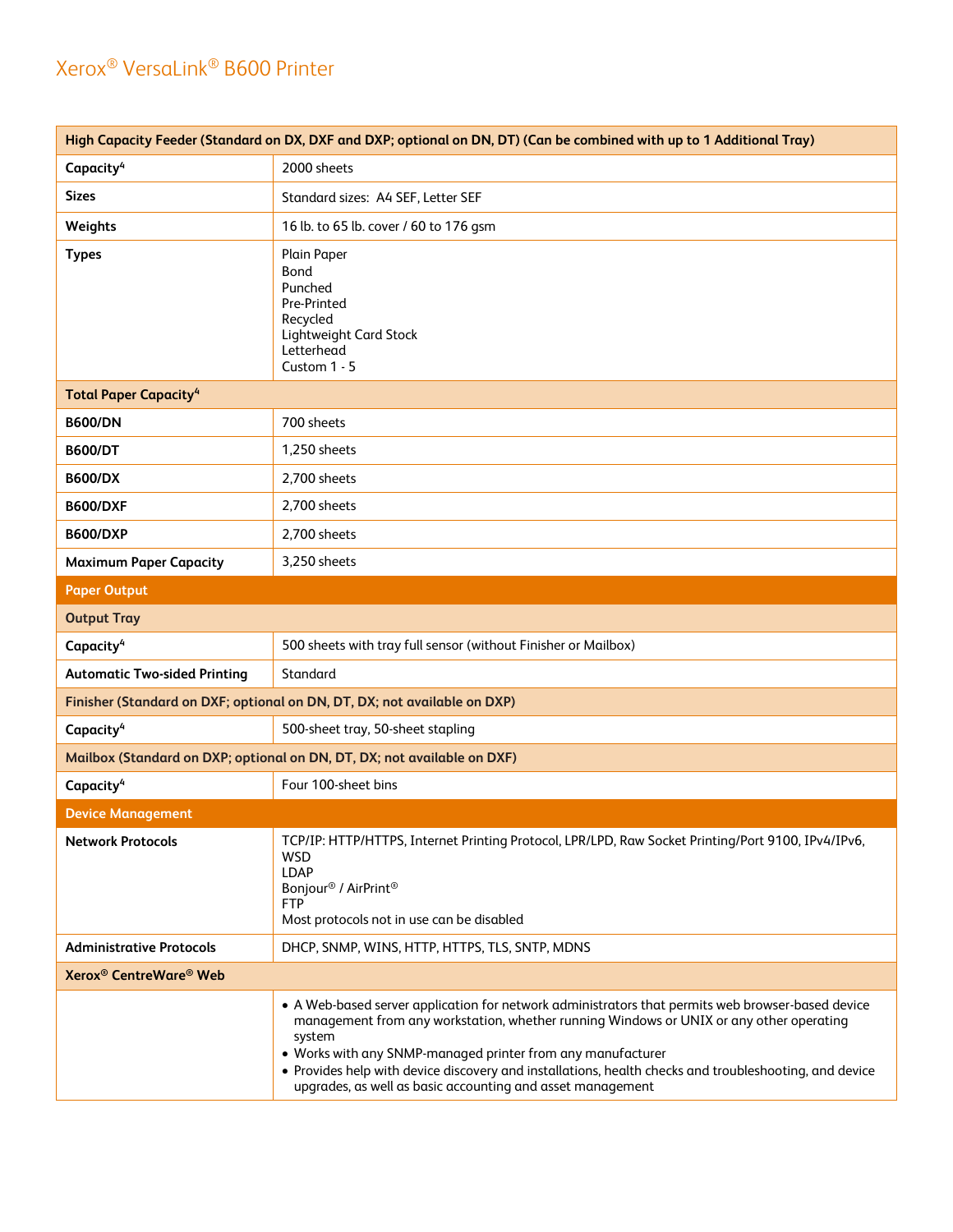# Xerox® VersaLink® B600 Printer

| High Capacity Feeder (Standard on DX, DXF and DXP; optional on DN, DT) (Can be combined with up to 1 Additional Tray) | |
|---|---|
| **Capacity**[4] | 2000 sheets |
| **Sizes** | Standard sizes: A4 SEF, Letter SEF |
| **Weights** | 16 lb. to 65 lb. cover / 60 to 176 gsm |
| **Types** | Plain Paper<br>Bond<br>Punched<br>Pre-Printed<br>Recycled<br>Lightweight Card Stock<br>Letterhead<br>Custom 1 - 5 |
| **Total Paper Capacity**[4] | |
| **B600/DN** | 700 sheets |
| **B600/DT** | 1,250 sheets |
| **B600/DX** | 2,700 sheets |
| **B600/DXF** | 2,700 sheets |
| **B600/DXP** | 2,700 sheets |
| **Maximum Paper Capacity** | 3,250 sheets |
| **Paper Output** | |
| **Output Tray** | |
| **Capacity**[4] | 500 sheets with tray full sensor (without Finisher or Mailbox) |
| **Automatic Two-sided Printing** | Standard |
| **Finisher (Standard on DXF; optional on DN, DT, DX; not available on DXP)** | |
| **Capacity**[4] | 500-sheet tray, 50-sheet stapling |
| **Mailbox (Standard on DXP; optional on DN, DT, DX; not available on DXF)** | |
| **Capacity**[4] | Four 100-sheet bins |
| **Device Management** | |
| **Network Protocols** | TCP/IP: HTTP/HTTPS, Internet Printing Protocol, LPR/LPD, Raw Socket Printing/Port 9100, IPv4/IPv6, WSD<br>LDAP<br>Bonjour® / AirPrint®<br>FTP<br>Most protocols not in use can be disabled |
| **Administrative Protocols** | DHCP, SNMP, WINS, HTTP, HTTPS, TLS, SNTP, MDNS |
| **Xerox® CentreWare® Web** | |
| | • A Web-based server application for network administrators that permits web browser-based device management from any workstation, whether running Windows or UNIX or any other operating system<br>• Works with any SNMP-managed printer from any manufacturer<br>• Provides help with device discovery and installations, health checks and troubleshooting, and device upgrades, as well as basic accounting and asset management |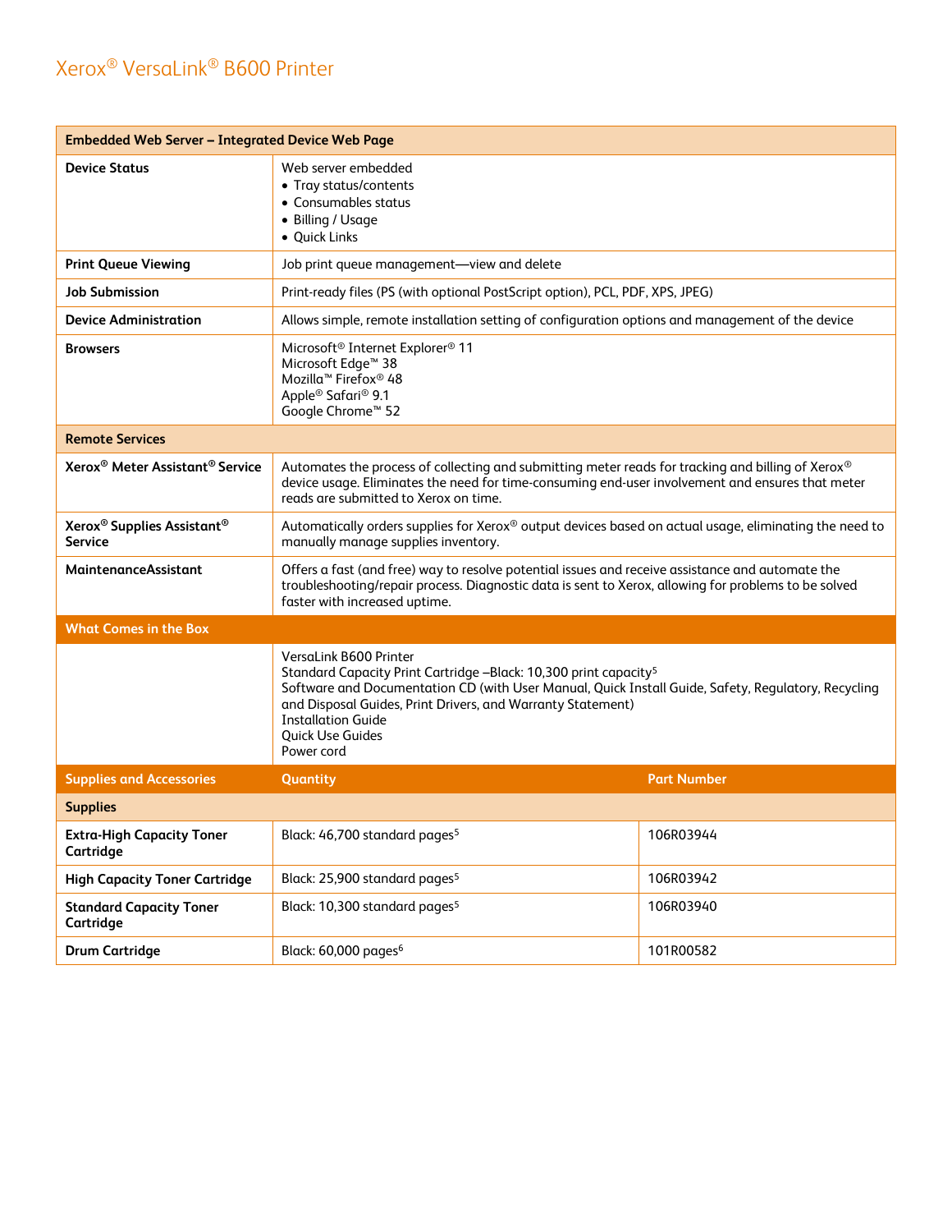# Xerox® VersaLink® B600 Printer

| Embedded Web Server – Integrated Device Web Page | | |
|---|---|---|
| **Device Status** | Web server embedded<br>• Tray status/contents<br>• Consumables status<br>• Billing / Usage<br>• Quick Links | |
| **Print Queue Viewing** | Job print queue management—view and delete | |
| **Job Submission** | Print-ready files (PS (with optional PostScript option), PCL, PDF, XPS, JPEG) | |
| **Device Administration** | Allows simple, remote installation setting of configuration options and management of the device | |
| **Browsers** | Microsoft® Internet Explorer® 11<br>Microsoft Edge™ 38<br>Mozilla™ Firefox® 48<br>Apple® Safari® 9.1<br>Google Chrome™ 52 | |
| **Remote Services** | | |
| **Xerox® Meter Assistant® Service** | Automates the process of collecting and submitting meter reads for tracking and billing of Xerox® device usage. Eliminates the need for time-consuming end-user involvement and ensures that meter reads are submitted to Xerox on time. | |
| **Xerox® Supplies Assistant® Service** | Automatically orders supplies for Xerox® output devices based on actual usage, eliminating the need to manually manage supplies inventory. | |
| **MaintenanceAssistant** | Offers a fast (and free) way to resolve potential issues and receive assistance and automate the troubleshooting/repair process. Diagnostic data is sent to Xerox, allowing for problems to be solved faster with increased uptime. | |
| **What Comes in the Box** | | |
| | VersaLink B600 Printer<br>Standard Capacity Print Cartridge –Black: 10,300 print capacity[5]<br>Software and Documentation CD (with User Manual, Quick Install Guide, Safety, Regulatory, Recycling and Disposal Guides, Print Drivers, and Warranty Statement)<br>Installation Guide<br>Quick Use Guides<br>Power cord | |
| **Supplies and Accessories** | **Quantity** | **Part Number** |
| **Supplies** | | |
| **Extra-High Capacity Toner Cartridge** | Black: 46,700 standard pages[5] | 106R03944 |
| **High Capacity Toner Cartridge** | Black: 25,900 standard pages[5] | 106R03942 |
| **Standard Capacity Toner Cartridge** | Black: 10,300 standard pages[5] | 106R03940 |
| **Drum Cartridge** | Black: 60,000 pages[6] | 101R00582 |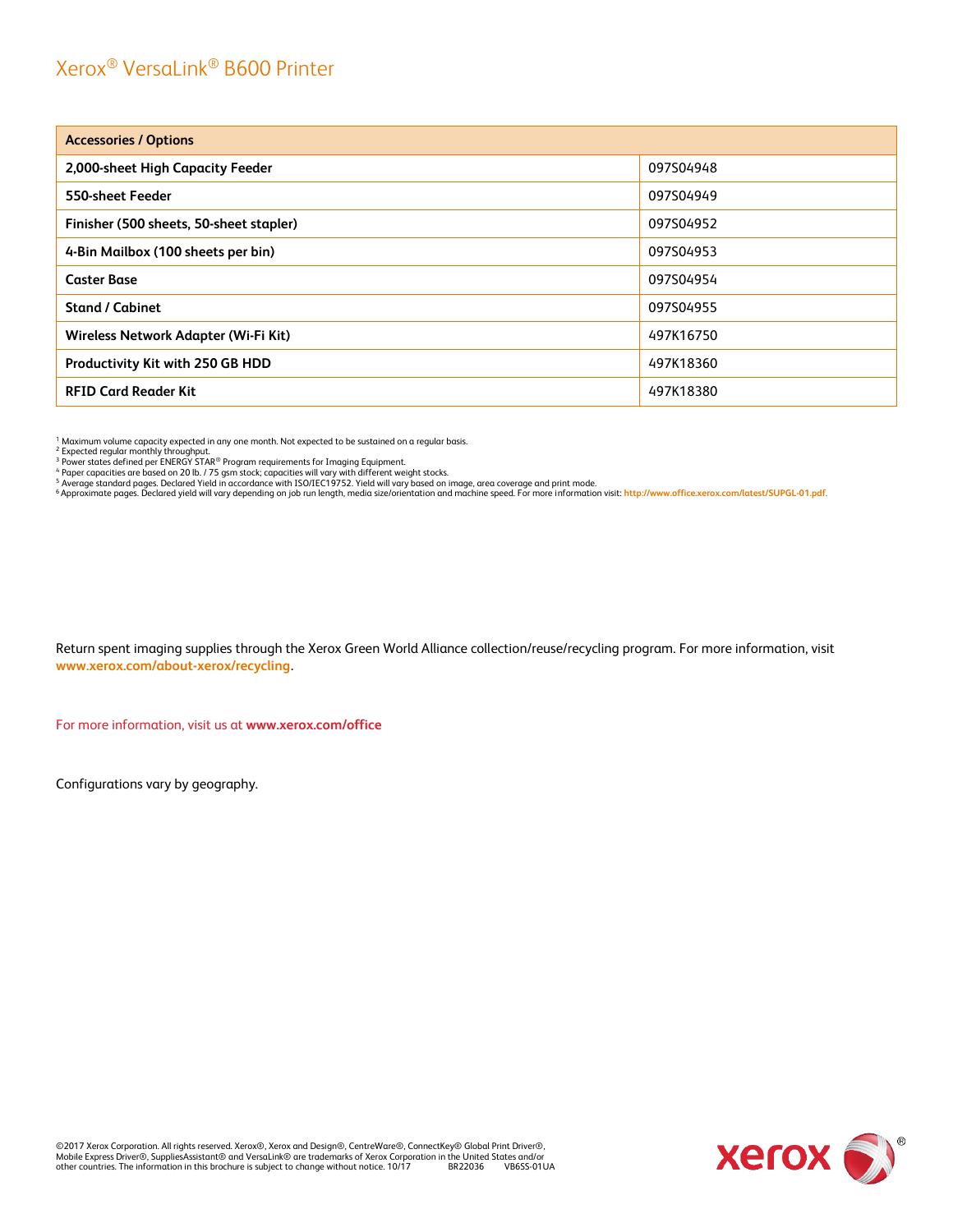# Xerox® VersaLink® B600 Printer

| Accessories / Options | |
|---|---|
| **2,000-sheet High Capacity Feeder** | 097S04948 |
| **550-sheet Feeder** | 097S04949 |
| **Finisher (500 sheets, 50-sheet stapler)** | 097S04952 |
| **4-Bin Mailbox (100 sheets per bin)** | 097S04953 |
| **Caster Base** | 097S04954 |
| **Stand / Cabinet** | 097S04955 |
| **Wireless Network Adapter (Wi-Fi Kit)** | 497K16750 |
| **Productivity Kit with 250 GB HDD** | 497K18360 |
| **RFID Card Reader Kit** | 497K18380 |

[1] Maximum volume capacity expected in any one month. Not expected to be sustained on a regular basis.
[2] Expected regular monthly throughput.
[3] Power states defined per ENERGY STAR® Program requirements for Imaging Equipment.
[4] Paper capacities are based on 20 lb. / 75 gsm stock; capacities will vary with different weight stocks.
[5] Average standard pages. Declared Yield in accordance with ISO/IEC19752. Yield will vary based on image, area coverage and print mode.
[6] Approximate pages. Declared yield will vary depending on job run length, media size/orientation and machine speed. For more information visit: **http://www.office.xerox.com/latest/SUPGL-01.pdf.**

Return spent imaging supplies through the Xerox Green World Alliance collection/reuse/recycling program. For more information, visit **www.xerox.com/about-xerox/recycling**.

For more information, visit us at **www.xerox.com/office**

Configurations vary by geography.

©2017 Xerox Corporation. All rights reserved. Xerox®, Xerox and Design®, CentreWare®, ConnectKey® Global Print Driver®, Mobile Express Driver®, SuppliesAssistant® and VersaLink® are trademarks of Xerox Corporation in the United States and/or other countries. The information in this brochure is subject to change without notice. 10/17 BR22036 VB6SS-01UA